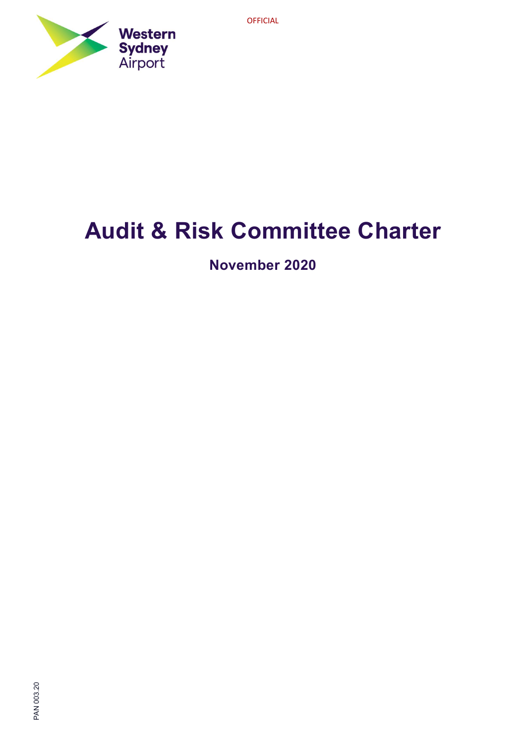OFFICIAL

Western Sydney Airport

# Audit & Risk Committee Charter

**November 2020**

PAN 003.20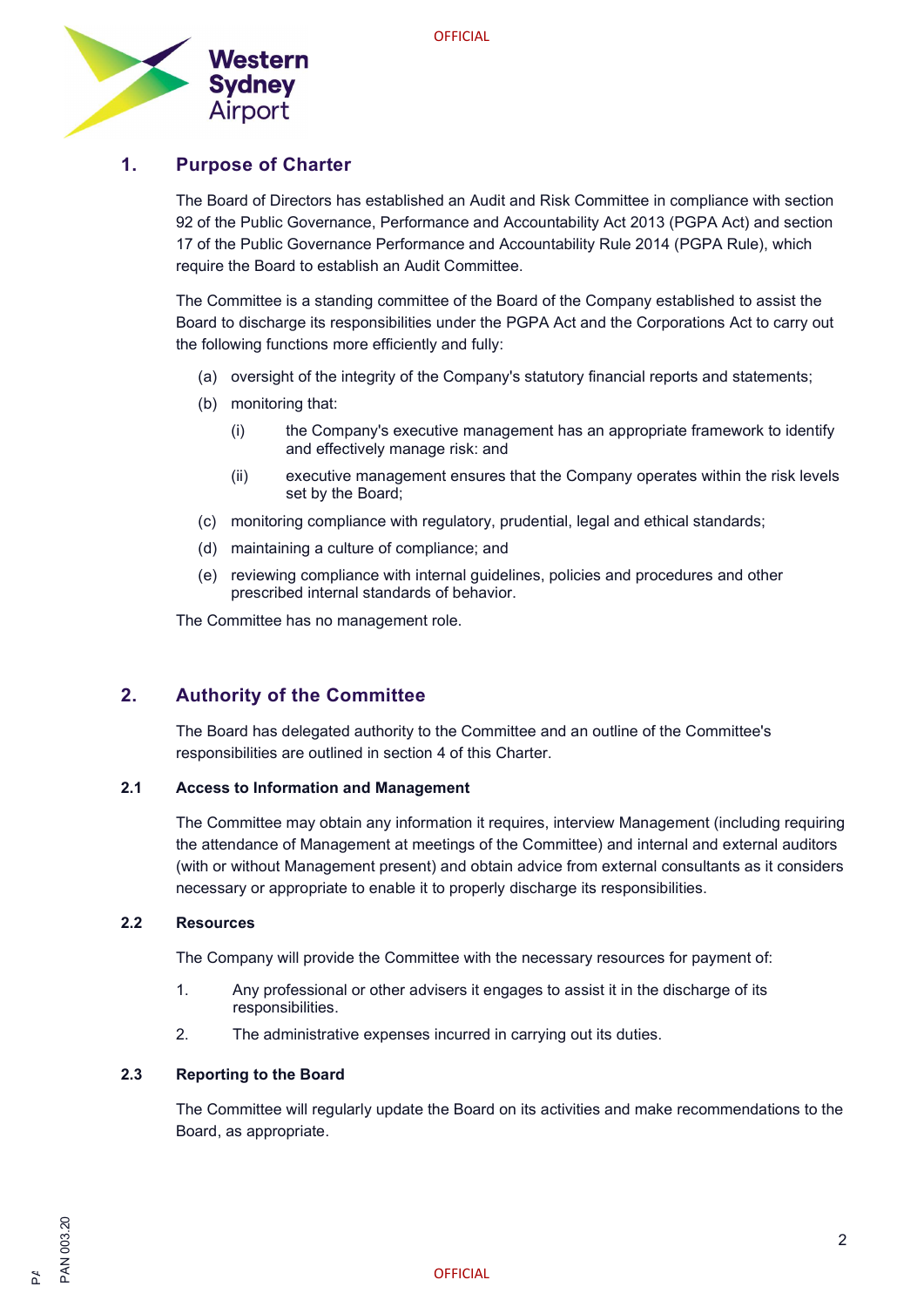## 1. Purpose of Charter

The Board of Directors has established an Audit and Risk Committee in compliance with section 92 of the Public Governance, Performance and Accountability Act 2013 (PGPA Act) and section 17 of the Public Governance Performance and Accountability Rule 2014 (PGPA Rule), which require the Board to establish an Audit Committee.

The Committee is a standing committee of the Board of the Company established to assist the Board to discharge its responsibilities under the PGPA Act and the Corporations Act to carry out the following functions more efficiently and fully:

(a) oversight of the integrity of the Company's statutory financial reports and statements;

(b) monitoring that:

  (i) the Company's executive management has an appropriate framework to identify and effectively manage risk: and

  (ii) executive management ensures that the Company operates within the risk levels set by the Board;

(c) monitoring compliance with regulatory, prudential, legal and ethical standards;

(d) maintaining a culture of compliance; and

(e) reviewing compliance with internal guidelines, policies and procedures and other prescribed internal standards of behavior.

The Committee has no management role.

## 2. Authority of the Committee

The Board has delegated authority to the Committee and an outline of the Committee's responsibilities are outlined in section 4 of this Charter.

### 2.1 Access to Information and Management

The Committee may obtain any information it requires, interview Management (including requiring the attendance of Management at meetings of the Committee) and internal and external auditors (with or without Management present) and obtain advice from external consultants as it considers necessary or appropriate to enable it to properly discharge its responsibilities.

### 2.2 Resources

The Company will provide the Committee with the necessary resources for payment of:

1. Any professional or other advisers it engages to assist it in the discharge of its responsibilities.
2. The administrative expenses incurred in carrying out its duties.

### 2.3 Reporting to the Board

The Committee will regularly update the Board on its activities and make recommendations to the Board, as appropriate.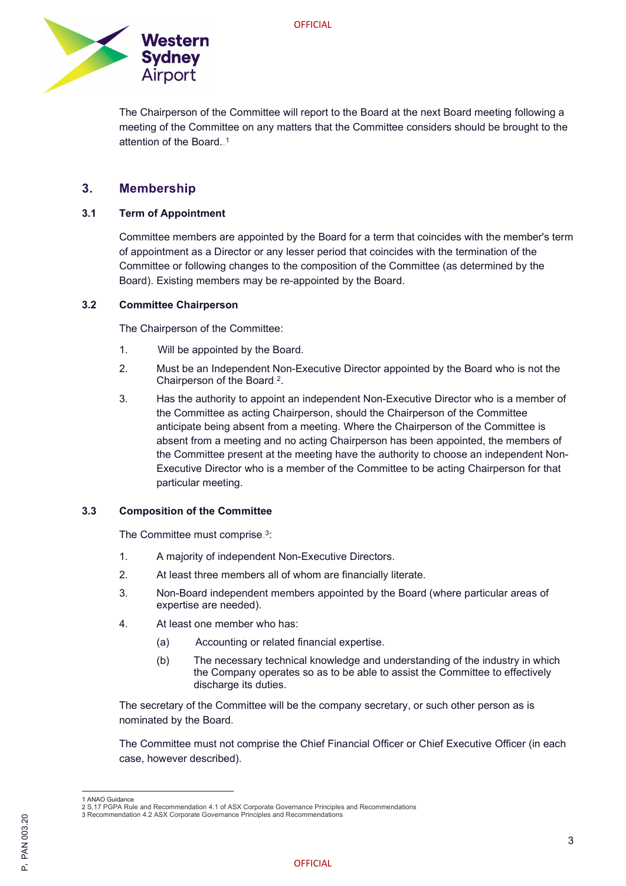The Chairperson of the Committee will report to the Board at the next Board meeting following a meeting of the Committee on any matters that the Committee considers should be brought to the attention of the Board.[1]

## 3. Membership

### 3.1 Term of Appointment

Committee members are appointed by the Board for a term that coincides with the member's term of appointment as a Director or any lesser period that coincides with the termination of the Committee or following changes to the composition of the Committee (as determined by the Board). Existing members may be re-appointed by the Board.

### 3.2 Committee Chairperson

The Chairperson of the Committee:

1. Will be appointed by the Board.
2. Must be an Independent Non-Executive Director appointed by the Board who is not the Chairperson of the Board[2].
3. Has the authority to appoint an independent Non-Executive Director who is a member of the Committee as acting Chairperson, should the Chairperson of the Committee anticipate being absent from a meeting. Where the Chairperson of the Committee is absent from a meeting and no acting Chairperson has been appointed, the members of the Committee present at the meeting have the authority to choose an independent Non-Executive Director who is a member of the Committee to be acting Chairperson for that particular meeting.

### 3.3 Composition of the Committee

The Committee must comprise[3]:

1. A majority of independent Non-Executive Directors.
2. At least three members all of whom are financially literate.
3. Non-Board independent members appointed by the Board (where particular areas of expertise are needed).
4. At least one member who has:
   (a) Accounting or related financial expertise.
   (b) The necessary technical knowledge and understanding of the industry in which the Company operates so as to be able to assist the Committee to effectively discharge its duties.

The secretary of the Committee will be the company secretary, or such other person as is nominated by the Board.

The Committee must not comprise the Chief Financial Officer or Chief Executive Officer (in each case, however described).

---

1 ANAO Guidance
2 S.17 PGPA Rule and Recommendation 4.1 of ASX Corporate Governance Principles and Recommendations
3 Recommendation 4.2 ASX Corporate Governance Principles and Recommendations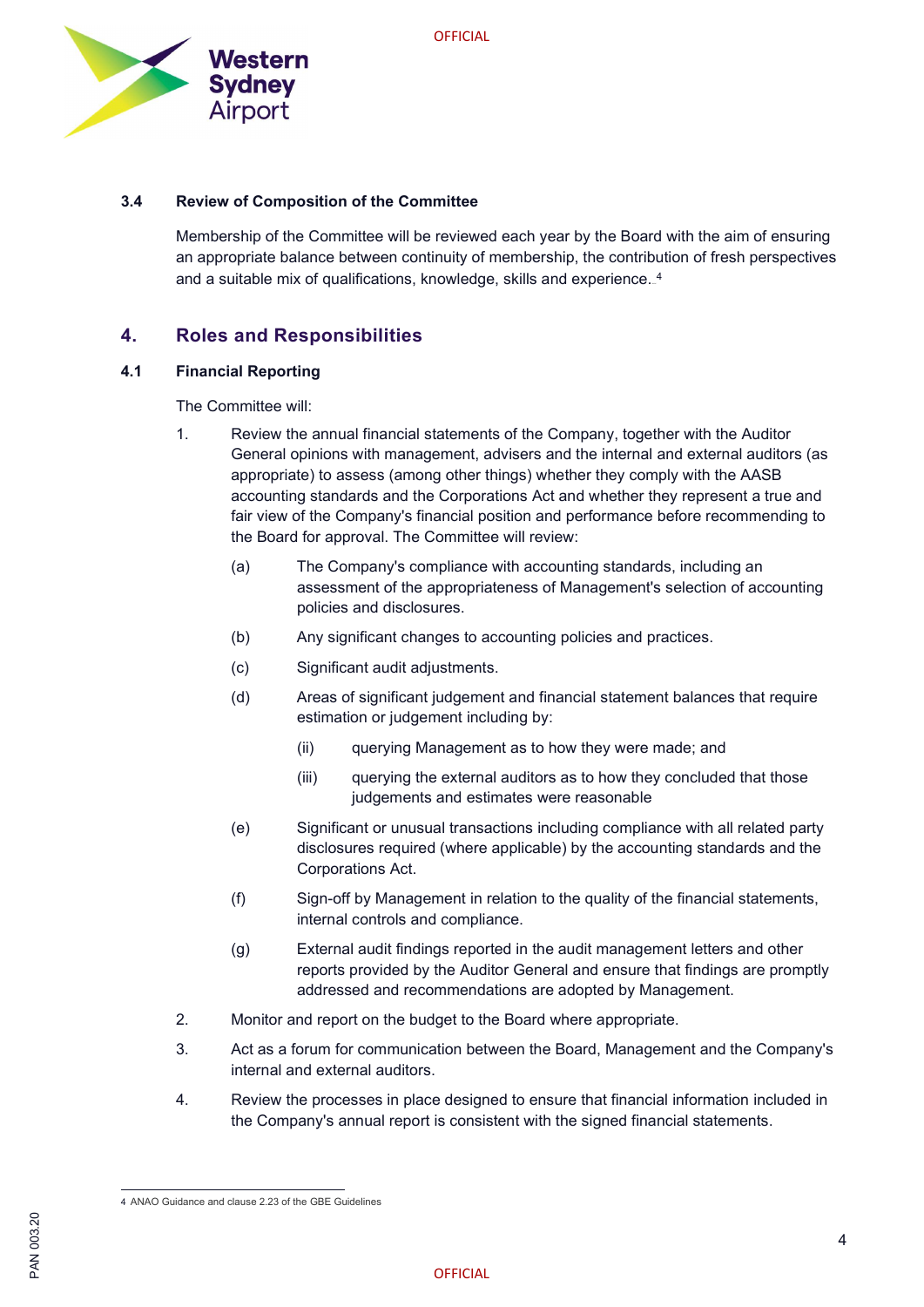### 3.4 Review of Composition of the Committee

Membership of the Committee will be reviewed each year by the Board with the aim of ensuring an appropriate balance between continuity of membership, the contribution of fresh perspectives and a suitable mix of qualifications, knowledge, skills and experience.[4]

## 4. Roles and Responsibilities

### 4.1 Financial Reporting

The Committee will:

1. Review the annual financial statements of the Company, together with the Auditor General opinions with management, advisers and the internal and external auditors (as appropriate) to assess (among other things) whether they comply with the AASB accounting standards and the Corporations Act and whether they represent a true and fair view of the Company's financial position and performance before recommending to the Board for approval. The Committee will review:

   (a) The Company's compliance with accounting standards, including an assessment of the appropriateness of Management's selection of accounting policies and disclosures.

   (b) Any significant changes to accounting policies and practices.

   (c) Significant audit adjustments.

   (d) Areas of significant judgement and financial statement balances that require estimation or judgement including by:

      (ii) querying Management as to how they were made; and

      (iii) querying the external auditors as to how they concluded that those judgements and estimates were reasonable

   (e) Significant or unusual transactions including compliance with all related party disclosures required (where applicable) by the accounting standards and the Corporations Act.

   (f) Sign-off by Management in relation to the quality of the financial statements, internal controls and compliance.

   (g) External audit findings reported in the audit management letters and other reports provided by the Auditor General and ensure that findings are promptly addressed and recommendations are adopted by Management.

2. Monitor and report on the budget to the Board where appropriate.

3. Act as a forum for communication between the Board, Management and the Company's internal and external auditors.

4. Review the processes in place designed to ensure that financial information included in the Company's annual report is consistent with the signed financial statements.

---

4 ANAO Guidance and clause 2.23 of the GBE Guidelines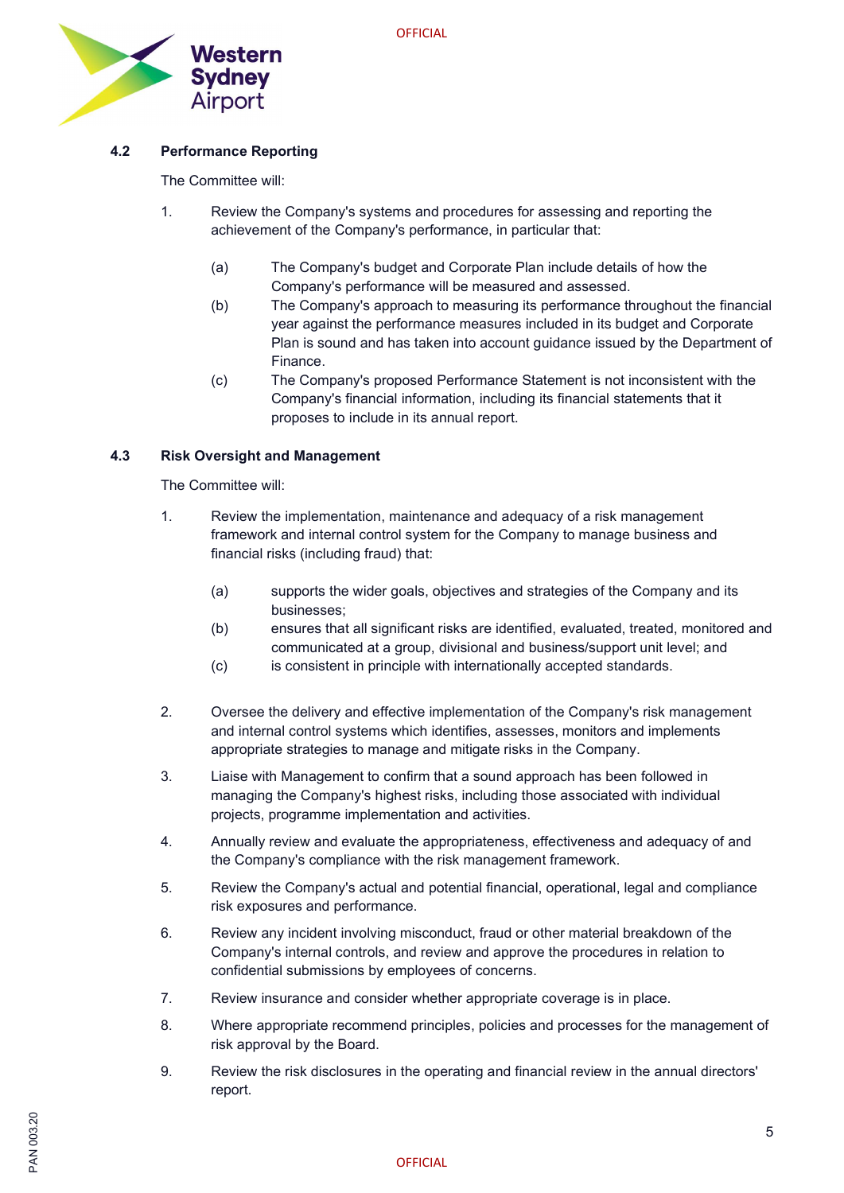### 4.2 Performance Reporting

The Committee will:

1. Review the Company's systems and procedures for assessing and reporting the achievement of the Company's performance, in particular that:

   (a) The Company's budget and Corporate Plan include details of how the Company's performance will be measured and assessed.

   (b) The Company's approach to measuring its performance throughout the financial year against the performance measures included in its budget and Corporate Plan is sound and has taken into account guidance issued by the Department of Finance.

   (c) The Company's proposed Performance Statement is not inconsistent with the Company's financial information, including its financial statements that it proposes to include in its annual report.

### 4.3 Risk Oversight and Management

The Committee will:

1. Review the implementation, maintenance and adequacy of a risk management framework and internal control system for the Company to manage business and financial risks (including fraud) that:

   (a) supports the wider goals, objectives and strategies of the Company and its businesses;

   (b) ensures that all significant risks are identified, evaluated, treated, monitored and communicated at a group, divisional and business/support unit level; and

   (c) is consistent in principle with internationally accepted standards.

2. Oversee the delivery and effective implementation of the Company's risk management and internal control systems which identifies, assesses, monitors and implements appropriate strategies to manage and mitigate risks in the Company.

3. Liaise with Management to confirm that a sound approach has been followed in managing the Company's highest risks, including those associated with individual projects, programme implementation and activities.

4. Annually review and evaluate the appropriateness, effectiveness and adequacy of and the Company's compliance with the risk management framework.

5. Review the Company's actual and potential financial, operational, legal and compliance risk exposures and performance.

6. Review any incident involving misconduct, fraud or other material breakdown of the Company's internal controls, and review and approve the procedures in relation to confidential submissions by employees of concerns.

7. Review insurance and consider whether appropriate coverage is in place.

8. Where appropriate recommend principles, policies and processes for the management of risk approval by the Board.

9. Review the risk disclosures in the operating and financial review in the annual directors' report.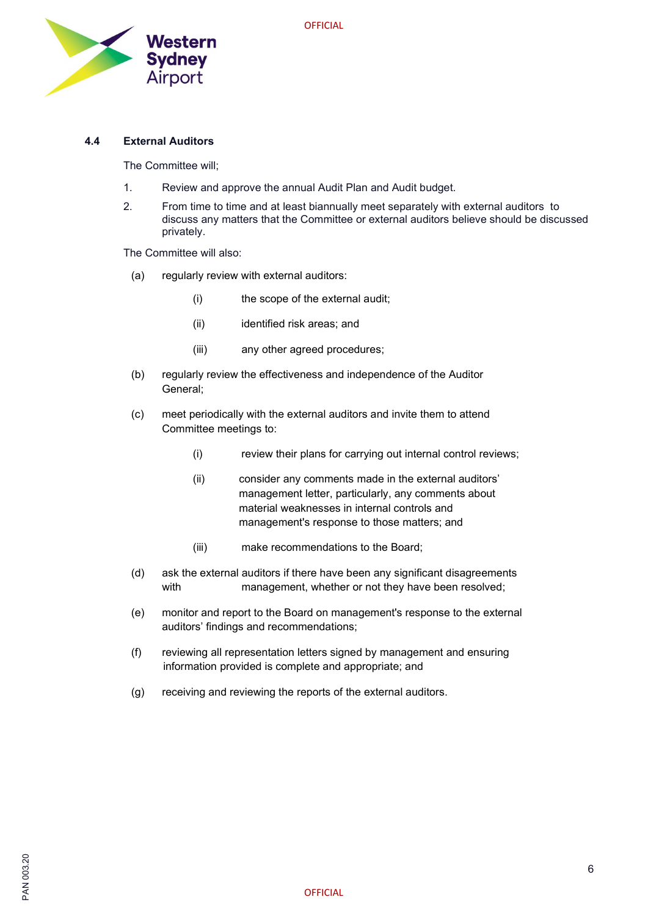### 4.4 External Auditors

The Committee will;

1. Review and approve the annual Audit Plan and Audit budget.
2. From time to time and at least biannually meet separately with external auditors to discuss any matters that the Committee or external auditors believe should be discussed privately.

The Committee will also:

(a) regularly review with external auditors:

  (i) the scope of the external audit;

  (ii) identified risk areas; and

  (iii) any other agreed procedures;

(b) regularly review the effectiveness and independence of the Auditor General;

(c) meet periodically with the external auditors and invite them to attend Committee meetings to:

  (i) review their plans for carrying out internal control reviews;

  (ii) consider any comments made in the external auditors' management letter, particularly, any comments about material weaknesses in internal controls and management's response to those matters; and

  (iii) make recommendations to the Board;

(d) ask the external auditors if there have been any significant disagreements with management, whether or not they have been resolved;

(e) monitor and report to the Board on management's response to the external auditors' findings and recommendations;

(f) reviewing all representation letters signed by management and ensuring information provided is complete and appropriate; and

(g) receiving and reviewing the reports of the external auditors.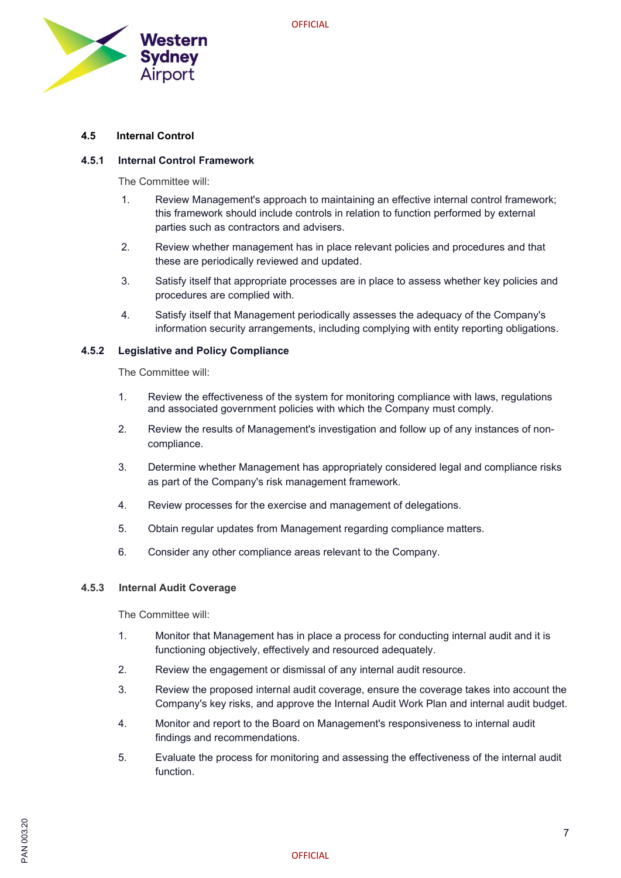## 4.5 Internal Control

### 4.5.1 Internal Control Framework

The Committee will:

1. Review Management's approach to maintaining an effective internal control framework; this framework should include controls in relation to function performed by external parties such as contractors and advisers.
2. Review whether management has in place relevant policies and procedures and that these are periodically reviewed and updated.
3. Satisfy itself that appropriate processes are in place to assess whether key policies and procedures are complied with.
4. Satisfy itself that Management periodically assesses the adequacy of the Company's information security arrangements, including complying with entity reporting obligations.

### 4.5.2 Legislative and Policy Compliance

The Committee will:

1. Review the effectiveness of the system for monitoring compliance with laws, regulations and associated government policies with which the Company must comply.
2. Review the results of Management's investigation and follow up of any instances of non-compliance.
3. Determine whether Management has appropriately considered legal and compliance risks as part of the Company's risk management framework.
4. Review processes for the exercise and management of delegations.
5. Obtain regular updates from Management regarding compliance matters.
6. Consider any other compliance areas relevant to the Company.

### 4.5.3 Internal Audit Coverage

The Committee will:

1. Monitor that Management has in place a process for conducting internal audit and it is functioning objectively, effectively and resourced adequately.
2. Review the engagement or dismissal of any internal audit resource.
3. Review the proposed internal audit coverage, ensure the coverage takes into account the Company's key risks, and approve the Internal Audit Work Plan and internal audit budget.
4. Monitor and report to the Board on Management's responsiveness to internal audit findings and recommendations.
5. Evaluate the process for monitoring and assessing the effectiveness of the internal audit function.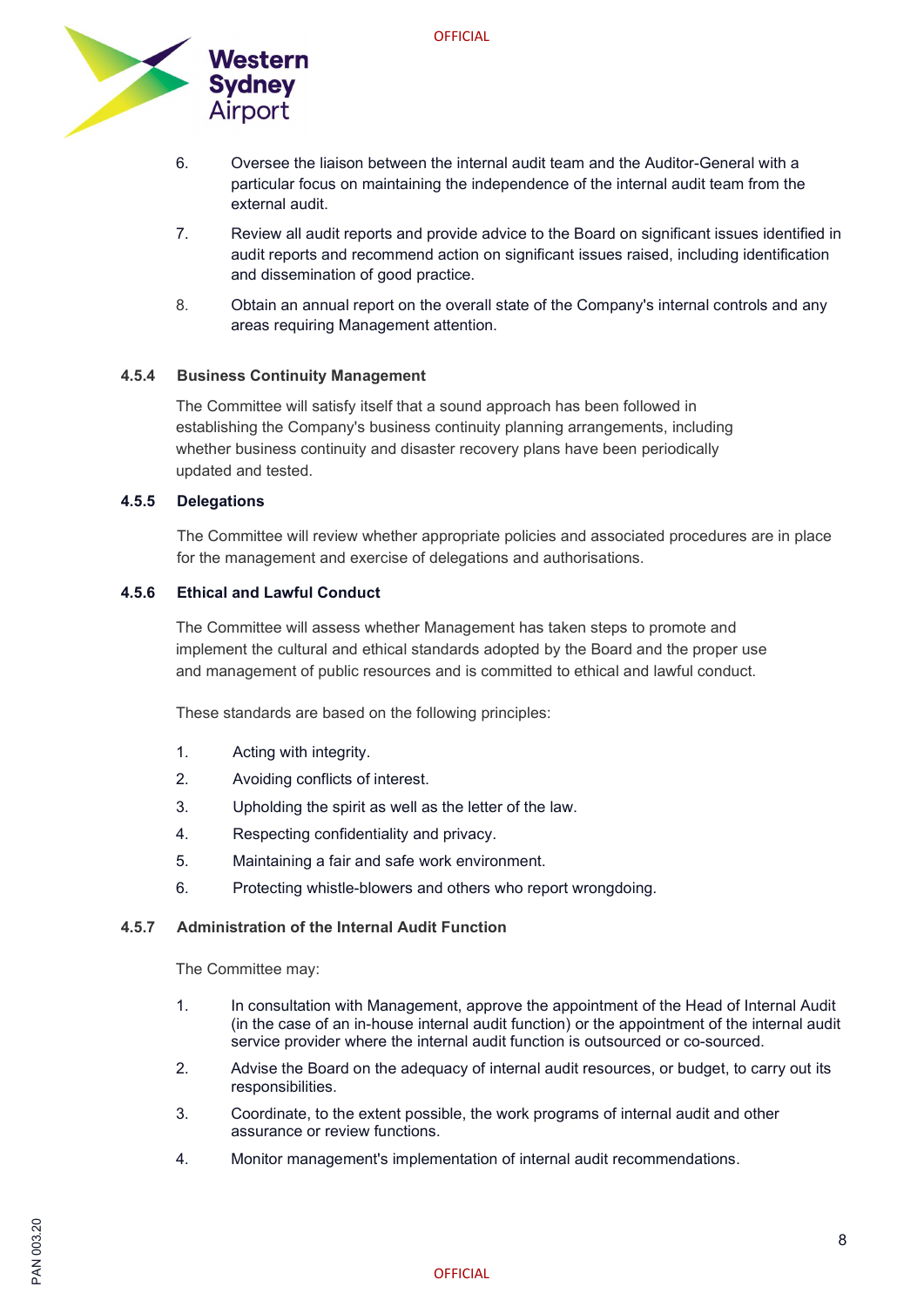6. Oversee the liaison between the internal audit team and the Auditor-General with a particular focus on maintaining the independence of the internal audit team from the external audit.
7. Review all audit reports and provide advice to the Board on significant issues identified in audit reports and recommend action on significant issues raised, including identification and dissemination of good practice.
8. Obtain an annual report on the overall state of the Company's internal controls and any areas requiring Management attention.

#### 4.5.4 Business Continuity Management

The Committee will satisfy itself that a sound approach has been followed in establishing the Company's business continuity planning arrangements, including whether business continuity and disaster recovery plans have been periodically updated and tested.

#### 4.5.5 Delegations

The Committee will review whether appropriate policies and associated procedures are in place for the management and exercise of delegations and authorisations.

#### 4.5.6 Ethical and Lawful Conduct

The Committee will assess whether Management has taken steps to promote and implement the cultural and ethical standards adopted by the Board and the proper use and management of public resources and is committed to ethical and lawful conduct.

These standards are based on the following principles:

1. Acting with integrity.
2. Avoiding conflicts of interest.
3. Upholding the spirit as well as the letter of the law.
4. Respecting confidentiality and privacy.
5. Maintaining a fair and safe work environment.
6. Protecting whistle-blowers and others who report wrongdoing.

#### 4.5.7 Administration of the Internal Audit Function

The Committee may:

1. In consultation with Management, approve the appointment of the Head of Internal Audit (in the case of an in-house internal audit function) or the appointment of the internal audit service provider where the internal audit function is outsourced or co-sourced.
2. Advise the Board on the adequacy of internal audit resources, or budget, to carry out its responsibilities.
3. Coordinate, to the extent possible, the work programs of internal audit and other assurance or review functions.
4. Monitor management's implementation of internal audit recommendations.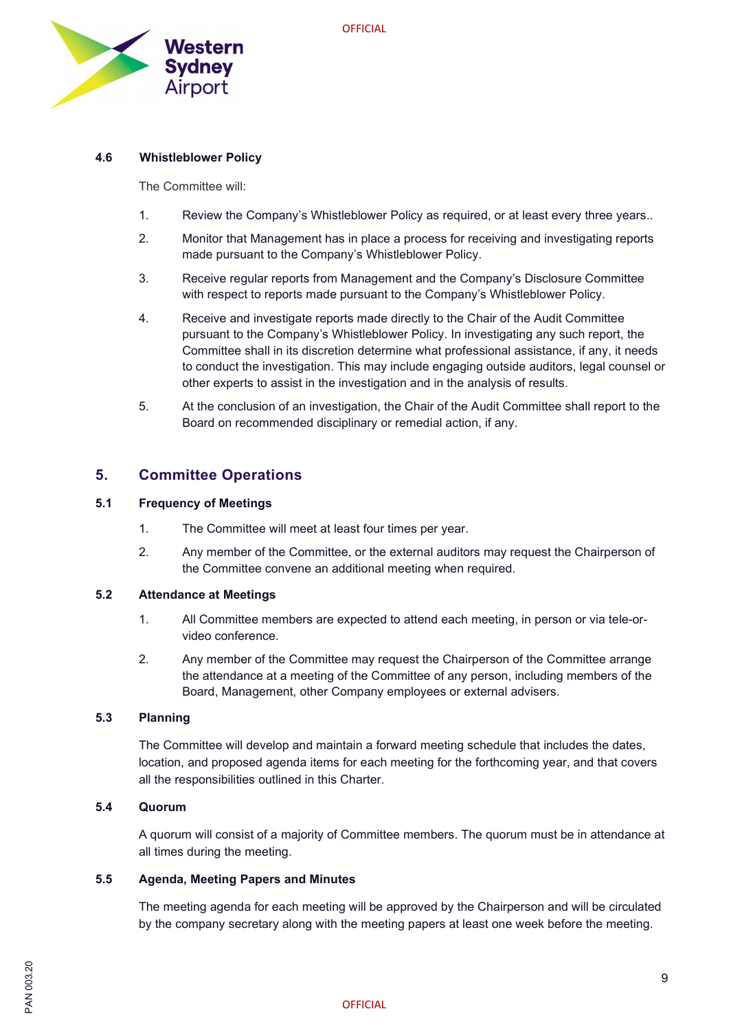### 4.6 Whistleblower Policy

The Committee will:

1. Review the Company's Whistleblower Policy as required, or at least every three years..
2. Monitor that Management has in place a process for receiving and investigating reports made pursuant to the Company's Whistleblower Policy.
3. Receive regular reports from Management and the Company's Disclosure Committee with respect to reports made pursuant to the Company's Whistleblower Policy.
4. Receive and investigate reports made directly to the Chair of the Audit Committee pursuant to the Company's Whistleblower Policy. In investigating any such report, the Committee shall in its discretion determine what professional assistance, if any, it needs to conduct the investigation. This may include engaging outside auditors, legal counsel or other experts to assist in the investigation and in the analysis of results.
5. At the conclusion of an investigation, the Chair of the Audit Committee shall report to the Board on recommended disciplinary or remedial action, if any.

## 5. Committee Operations

### 5.1 Frequency of Meetings

1. The Committee will meet at least four times per year.
2. Any member of the Committee, or the external auditors may request the Chairperson of the Committee convene an additional meeting when required.

### 5.2 Attendance at Meetings

1. All Committee members are expected to attend each meeting, in person or via tele-or-video conference.
2. Any member of the Committee may request the Chairperson of the Committee arrange the attendance at a meeting of the Committee of any person, including members of the Board, Management, other Company employees or external advisers.

### 5.3 Planning

The Committee will develop and maintain a forward meeting schedule that includes the dates, location, and proposed agenda items for each meeting for the forthcoming year, and that covers all the responsibilities outlined in this Charter.

### 5.4 Quorum

A quorum will consist of a majority of Committee members. The quorum must be in attendance at all times during the meeting.

### 5.5 Agenda, Meeting Papers and Minutes

The meeting agenda for each meeting will be approved by the Chairperson and will be circulated by the company secretary along with the meeting papers at least one week before the meeting.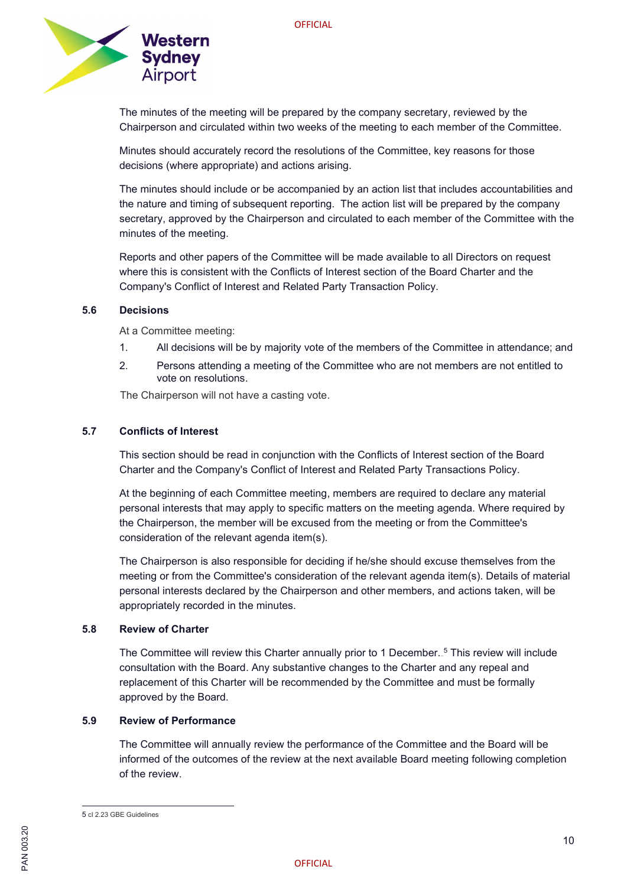The minutes of the meeting will be prepared by the company secretary, reviewed by the Chairperson and circulated within two weeks of the meeting to each member of the Committee.

Minutes should accurately record the resolutions of the Committee, key reasons for those decisions (where appropriate) and actions arising.

The minutes should include or be accompanied by an action list that includes accountabilities and the nature and timing of subsequent reporting. The action list will be prepared by the company secretary, approved by the Chairperson and circulated to each member of the Committee with the minutes of the meeting.

Reports and other papers of the Committee will be made available to all Directors on request where this is consistent with the Conflicts of Interest section of the Board Charter and the Company's Conflict of Interest and Related Party Transaction Policy.

### 5.6 Decisions

At a Committee meeting:

1. All decisions will be by majority vote of the members of the Committee in attendance; and
2. Persons attending a meeting of the Committee who are not members are not entitled to vote on resolutions.

The Chairperson will not have a casting vote.

### 5.7 Conflicts of Interest

This section should be read in conjunction with the Conflicts of Interest section of the Board Charter and the Company's Conflict of Interest and Related Party Transactions Policy.

At the beginning of each Committee meeting, members are required to declare any material personal interests that may apply to specific matters on the meeting agenda. Where required by the Chairperson, the member will be excused from the meeting or from the Committee's consideration of the relevant agenda item(s).

The Chairperson is also responsible for deciding if he/she should excuse themselves from the meeting or from the Committee's consideration of the relevant agenda item(s). Details of material personal interests declared by the Chairperson and other members, and actions taken, will be appropriately recorded in the minutes.

### 5.8 Review of Charter

The Committee will review this Charter annually prior to 1 December.[5] This review will include consultation with the Board. Any substantive changes to the Charter and any repeal and replacement of this Charter will be recommended by the Committee and must be formally approved by the Board.

### 5.9 Review of Performance

The Committee will annually review the performance of the Committee and the Board will be informed of the outcomes of the review at the next available Board meeting following completion of the review.

---

5 cl 2.23 GBE Guidelines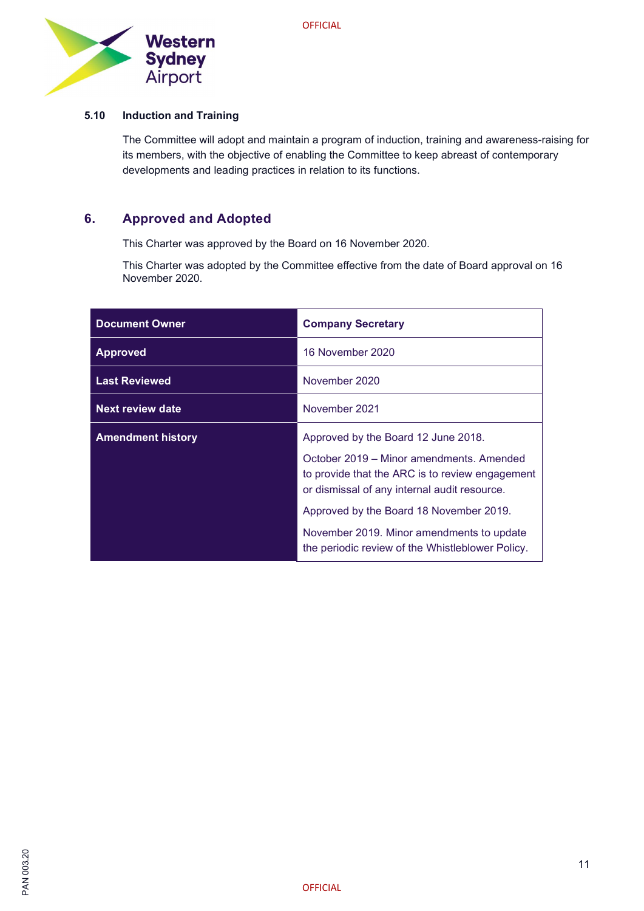### 5.10 Induction and Training

The Committee will adopt and maintain a program of induction, training and awareness-raising for its members, with the objective of enabling the Committee to keep abreast of contemporary developments and leading practices in relation to its functions.

## 6. Approved and Adopted

This Charter was approved by the Board on 16 November 2020.

This Charter was adopted by the Committee effective from the date of Board approval on 16 November 2020.

| | |
|---|---|
| **Document Owner** | **Company Secretary** |
| **Approved** | 16 November 2020 |
| **Last Reviewed** | November 2020 |
| **Next review date** | November 2021 |
| **Amendment history** | Approved by the Board 12 June 2018.<br>October 2019 – Minor amendments. Amended to provide that the ARC is to review engagement or dismissal of any internal audit resource.<br>Approved by the Board 18 November 2019.<br>November 2019. Minor amendments to update the periodic review of the Whistleblower Policy. |